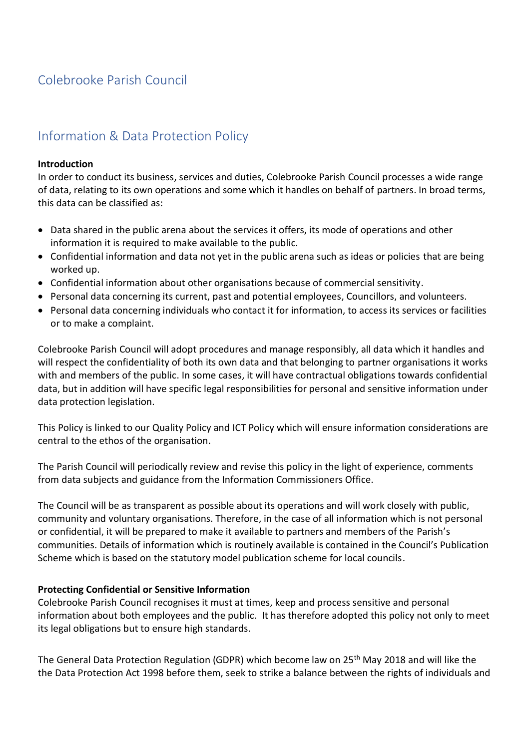# Colebrooke Parish Council

## Information & Data Protection Policy

**Introduction**

In order to conduct its business, services and duties, Colebrooke Parish Council processes a wide range of data, relating to its own operations and some which it handles on behalf of partners. In broad terms, this data can be classified as:

- Data shared in the public arena about the services it offers, its mode of operations and other information it is required to make available to the public.
- Confidential information and data not yet in the public arena such as ideas or policies that are being worked up.
- Confidential information about other organisations because of commercial sensitivity.
- Personal data concerning its current, past and potential employees, Councillors, and volunteers.
- Personal data concerning individuals who contact it for information, to access its services or facilities or to make a complaint.

Colebrooke Parish Council will adopt procedures and manage responsibly, all data which it handles and will respect the confidentiality of both its own data and that belonging to partner organisations it works with and members of the public. In some cases, it will have contractual obligations towards confidential data, but in addition will have specific legal responsibilities for personal and sensitive information under data protection legislation.

This Policy is linked to our Quality Policy and ICT Policy which will ensure information considerations are central to the ethos of the organisation.

The Parish Council will periodically review and revise this policy in the light of experience, comments from data subjects and guidance from the Information Commissioners Office.

The Council will be as transparent as possible about its operations and will work closely with public, community and voluntary organisations. Therefore, in the case of all information which is not personal or confidential, it will be prepared to make it available to partners and members of the Parish's communities. Details of information which is routinely available is contained in the Council's Publication Scheme which is based on the statutory model publication scheme for local councils.

**Protecting Confidential or Sensitive Information**

Colebrooke Parish Council recognises it must at times, keep and process sensitive and personal information about both employees and the public. It has therefore adopted this policy not only to meet its legal obligations but to ensure high standards.

The General Data Protection Regulation (GDPR) which become law on 25th May 2018 and will like the the Data Protection Act 1998 before them, seek to strike a balance between the rights of individuals and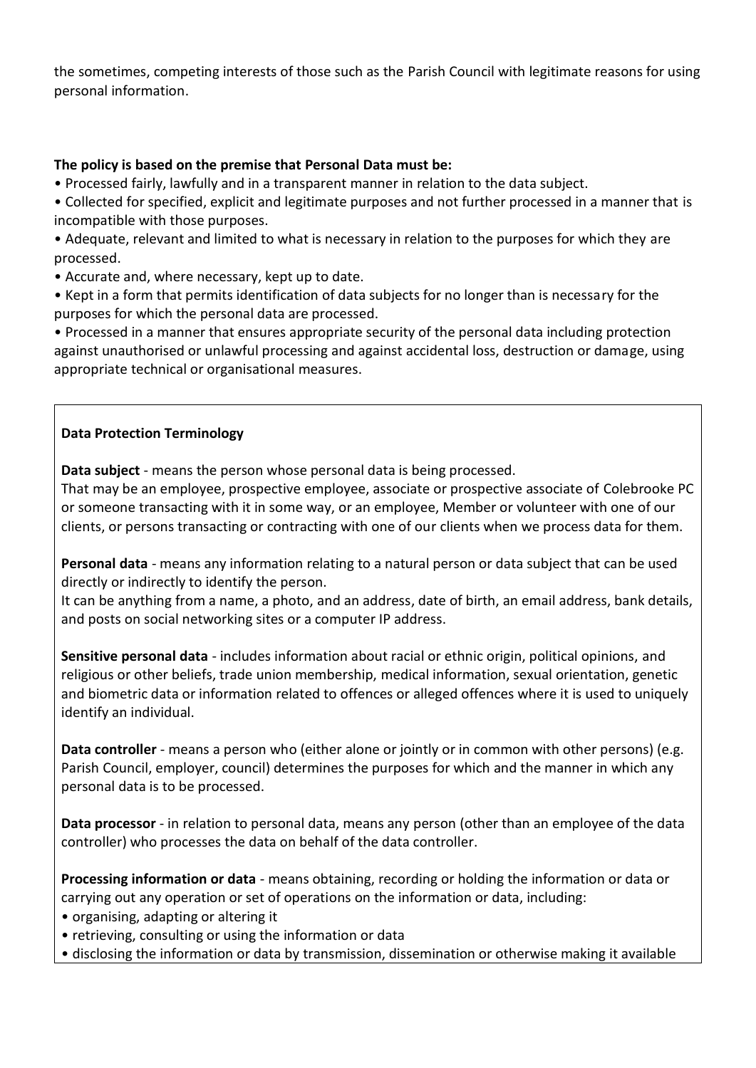the sometimes, competing interests of those such as the Parish Council with legitimate reasons for using personal information.

**The policy is based on the premise that Personal Data must be:**

- Processed fairly, lawfully and in a transparent manner in relation to the data subject.
- Collected for specified, explicit and legitimate purposes and not further processed in a manner that is incompatible with those purposes.
- Adequate, relevant and limited to what is necessary in relation to the purposes for which they are processed.
- Accurate and, where necessary, kept up to date.
- Kept in a form that permits identification of data subjects for no longer than is necessary for the purposes for which the personal data are processed.
- Processed in a manner that ensures appropriate security of the personal data including protection against unauthorised or unlawful processing and against accidental loss, destruction or damage, using appropriate technical or organisational measures.

**Data Protection Terminology**

**Data subject** - means the person whose personal data is being processed.
That may be an employee, prospective employee, associate or prospective associate of Colebrooke PC or someone transacting with it in some way, or an employee, Member or volunteer with one of our clients, or persons transacting or contracting with one of our clients when we process data for them.

**Personal data** - means any information relating to a natural person or data subject that can be used directly or indirectly to identify the person.
It can be anything from a name, a photo, and an address, date of birth, an email address, bank details, and posts on social networking sites or a computer IP address.

**Sensitive personal data** - includes information about racial or ethnic origin, political opinions, and religious or other beliefs, trade union membership, medical information, sexual orientation, genetic and biometric data or information related to offences or alleged offences where it is used to uniquely identify an individual.

**Data controller** - means a person who (either alone or jointly or in common with other persons) (e.g. Parish Council, employer, council) determines the purposes for which and the manner in which any personal data is to be processed.

**Data processor** - in relation to personal data, means any person (other than an employee of the data controller) who processes the data on behalf of the data controller.

**Processing information or data** - means obtaining, recording or holding the information or data or carrying out any operation or set of operations on the information or data, including:

- organising, adapting or altering it
- retrieving, consulting or using the information or data
- disclosing the information or data by transmission, dissemination or otherwise making it available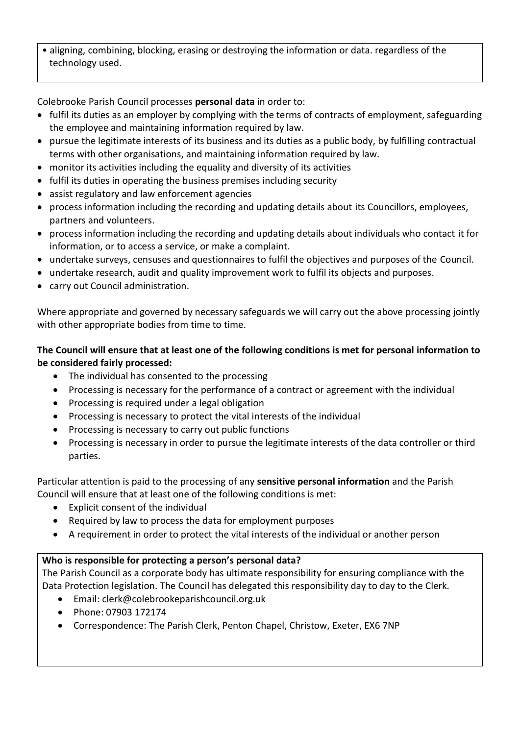• aligning, combining, blocking, erasing or destroying the information or data. regardless of the technology used.

Colebrooke Parish Council processes **personal data** in order to:

- fulfil its duties as an employer by complying with the terms of contracts of employment, safeguarding the employee and maintaining information required by law.
- pursue the legitimate interests of its business and its duties as a public body, by fulfilling contractual terms with other organisations, and maintaining information required by law.
- monitor its activities including the equality and diversity of its activities
- fulfil its duties in operating the business premises including security
- assist regulatory and law enforcement agencies
- process information including the recording and updating details about its Councillors, employees, partners and volunteers.
- process information including the recording and updating details about individuals who contact it for information, or to access a service, or make a complaint.
- undertake surveys, censuses and questionnaires to fulfil the objectives and purposes of the Council.
- undertake research, audit and quality improvement work to fulfil its objects and purposes.
- carry out Council administration.

Where appropriate and governed by necessary safeguards we will carry out the above processing jointly with other appropriate bodies from time to time.

**The Council will ensure that at least one of the following conditions is met for personal information to be considered fairly processed:**

- The individual has consented to the processing
- Processing is necessary for the performance of a contract or agreement with the individual
- Processing is required under a legal obligation
- Processing is necessary to protect the vital interests of the individual
- Processing is necessary to carry out public functions
- Processing is necessary in order to pursue the legitimate interests of the data controller or third parties.

Particular attention is paid to the processing of any **sensitive personal information** and the Parish Council will ensure that at least one of the following conditions is met:

- Explicit consent of the individual
- Required by law to process the data for employment purposes
- A requirement in order to protect the vital interests of the individual or another person

**Who is responsible for protecting a person's personal data?**

The Parish Council as a corporate body has ultimate responsibility for ensuring compliance with the Data Protection legislation. The Council has delegated this responsibility day to day to the Clerk.

- Email: clerk@colebrookeparishcouncil.org.uk
- Phone: 07903 172174
- Correspondence: The Parish Clerk, Penton Chapel, Christow, Exeter, EX6 7NP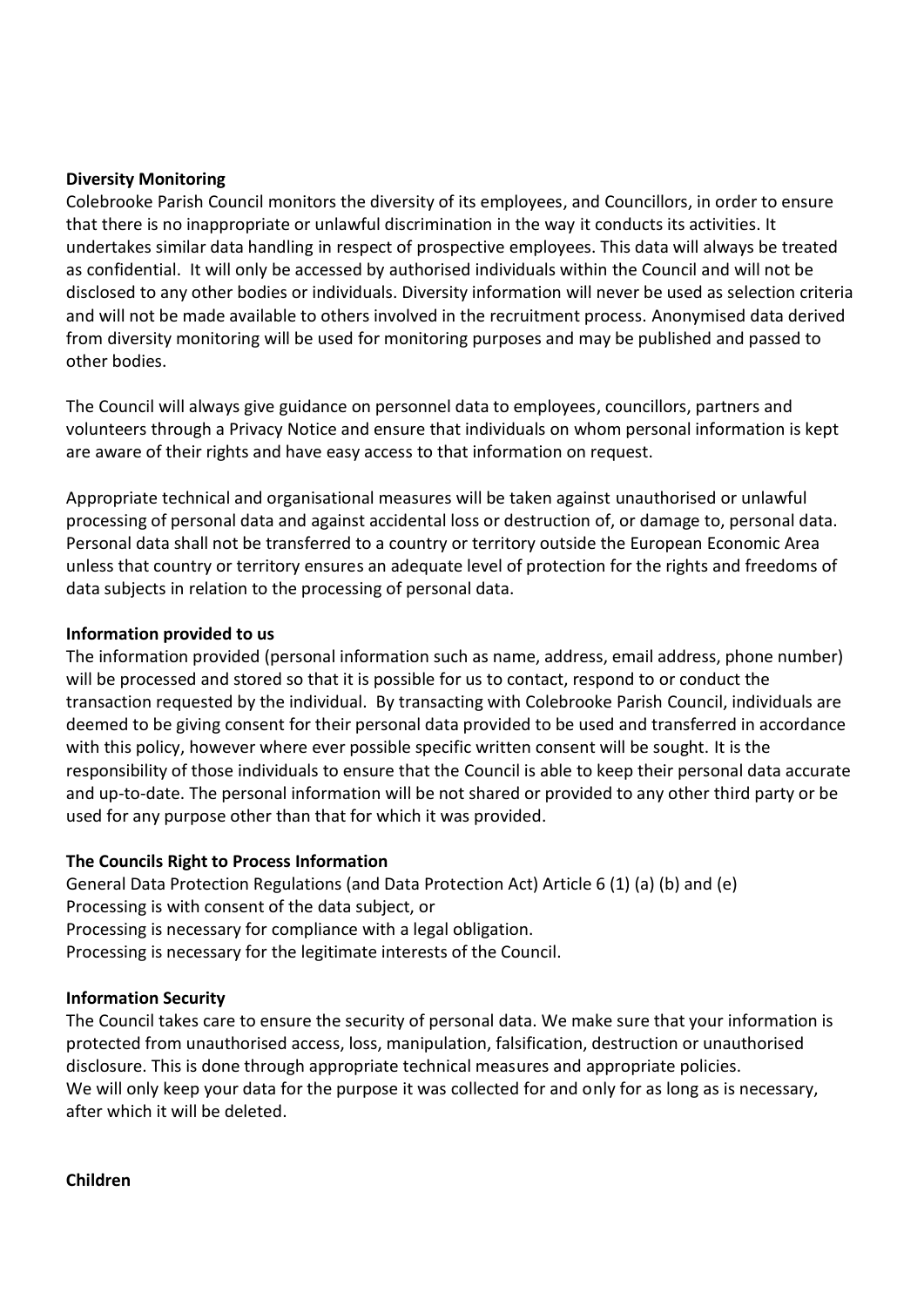**Diversity Monitoring**

Colebrooke Parish Council monitors the diversity of its employees, and Councillors, in order to ensure that there is no inappropriate or unlawful discrimination in the way it conducts its activities. It undertakes similar data handling in respect of prospective employees. This data will always be treated as confidential. It will only be accessed by authorised individuals within the Council and will not be disclosed to any other bodies or individuals. Diversity information will never be used as selection criteria and will not be made available to others involved in the recruitment process. Anonymised data derived from diversity monitoring will be used for monitoring purposes and may be published and passed to other bodies.

The Council will always give guidance on personnel data to employees, councillors, partners and volunteers through a Privacy Notice and ensure that individuals on whom personal information is kept are aware of their rights and have easy access to that information on request.

Appropriate technical and organisational measures will be taken against unauthorised or unlawful processing of personal data and against accidental loss or destruction of, or damage to, personal data. Personal data shall not be transferred to a country or territory outside the European Economic Area unless that country or territory ensures an adequate level of protection for the rights and freedoms of data subjects in relation to the processing of personal data.

**Information provided to us**

The information provided (personal information such as name, address, email address, phone number) will be processed and stored so that it is possible for us to contact, respond to or conduct the transaction requested by the individual. By transacting with Colebrooke Parish Council, individuals are deemed to be giving consent for their personal data provided to be used and transferred in accordance with this policy, however where ever possible specific written consent will be sought. It is the responsibility of those individuals to ensure that the Council is able to keep their personal data accurate and up-to-date. The personal information will be not shared or provided to any other third party or be used for any purpose other than that for which it was provided.

**The Councils Right to Process Information**

General Data Protection Regulations (and Data Protection Act) Article 6 (1) (a) (b) and (e)
Processing is with consent of the data subject, or
Processing is necessary for compliance with a legal obligation.
Processing is necessary for the legitimate interests of the Council.

**Information Security**

The Council takes care to ensure the security of personal data. We make sure that your information is protected from unauthorised access, loss, manipulation, falsification, destruction or unauthorised disclosure. This is done through appropriate technical measures and appropriate policies.
We will only keep your data for the purpose it was collected for and only for as long as is necessary, after which it will be deleted.

**Children**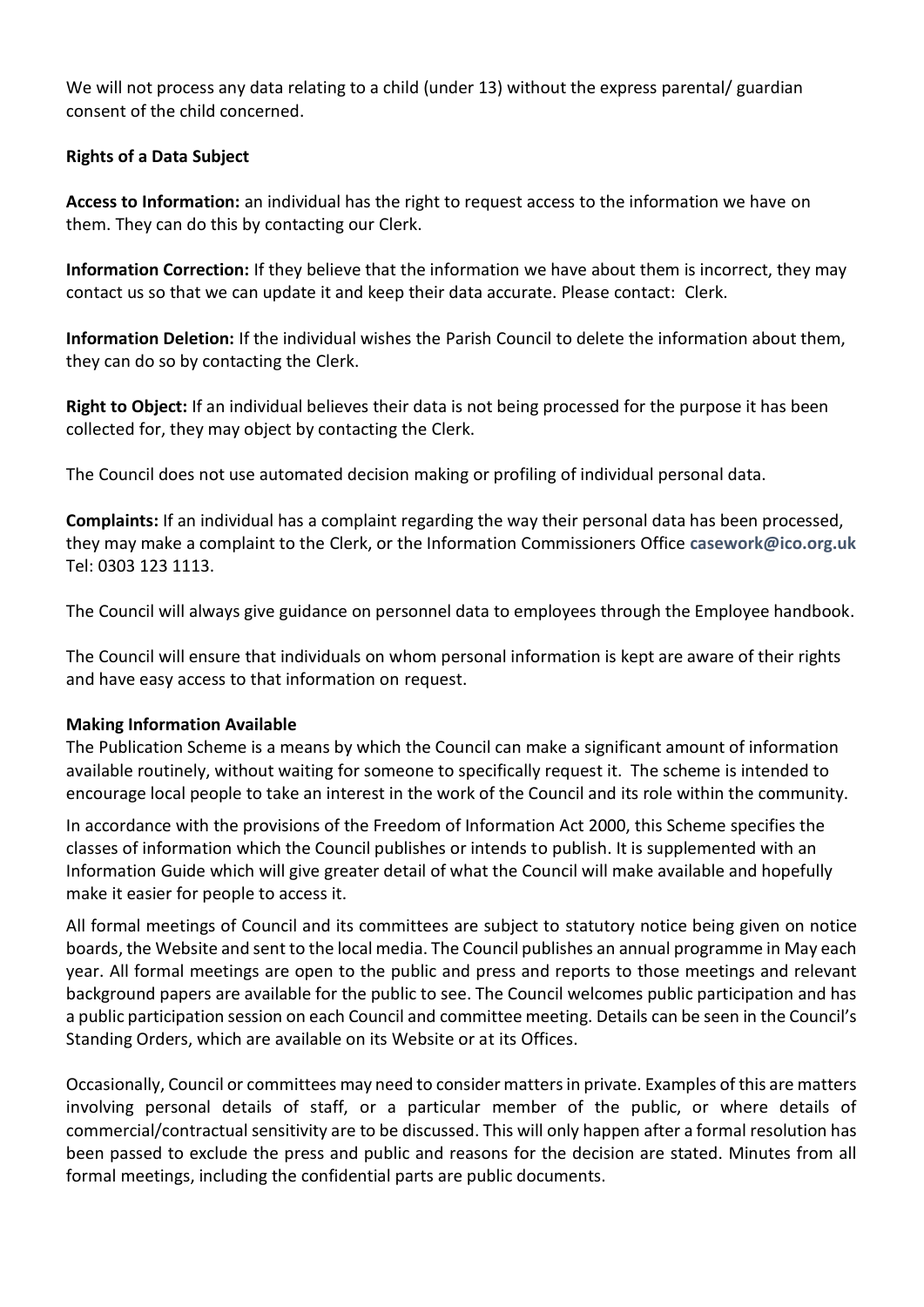We will not process any data relating to a child (under 13) without the express parental/ guardian consent of the child concerned.

**Rights of a Data Subject**

**Access to Information:** an individual has the right to request access to the information we have on them. They can do this by contacting our Clerk.

**Information Correction:** If they believe that the information we have about them is incorrect, they may contact us so that we can update it and keep their data accurate. Please contact: Clerk.

**Information Deletion:** If the individual wishes the Parish Council to delete the information about them, they can do so by contacting the Clerk.

**Right to Object:** If an individual believes their data is not being processed for the purpose it has been collected for, they may object by contacting the Clerk.

The Council does not use automated decision making or profiling of individual personal data.

**Complaints:** If an individual has a complaint regarding the way their personal data has been processed, they may make a complaint to the Clerk, or the Information Commissioners Office **casework@ico.org.uk** Tel: 0303 123 1113.

The Council will always give guidance on personnel data to employees through the Employee handbook.

The Council will ensure that individuals on whom personal information is kept are aware of their rights and have easy access to that information on request.

**Making Information Available**

The Publication Scheme is a means by which the Council can make a significant amount of information available routinely, without waiting for someone to specifically request it. The scheme is intended to encourage local people to take an interest in the work of the Council and its role within the community.

In accordance with the provisions of the Freedom of Information Act 2000, this Scheme specifies the classes of information which the Council publishes or intends to publish. It is supplemented with an Information Guide which will give greater detail of what the Council will make available and hopefully make it easier for people to access it.

All formal meetings of Council and its committees are subject to statutory notice being given on notice boards, the Website and sent to the local media. The Council publishes an annual programme in May each year. All formal meetings are open to the public and press and reports to those meetings and relevant background papers are available for the public to see. The Council welcomes public participation and has a public participation session on each Council and committee meeting. Details can be seen in the Council's Standing Orders, which are available on its Website or at its Offices.

Occasionally, Council or committees may need to consider matters in private. Examples of this are matters involving personal details of staff, or a particular member of the public, or where details of commercial/contractual sensitivity are to be discussed. This will only happen after a formal resolution has been passed to exclude the press and public and reasons for the decision are stated. Minutes from all formal meetings, including the confidential parts are public documents.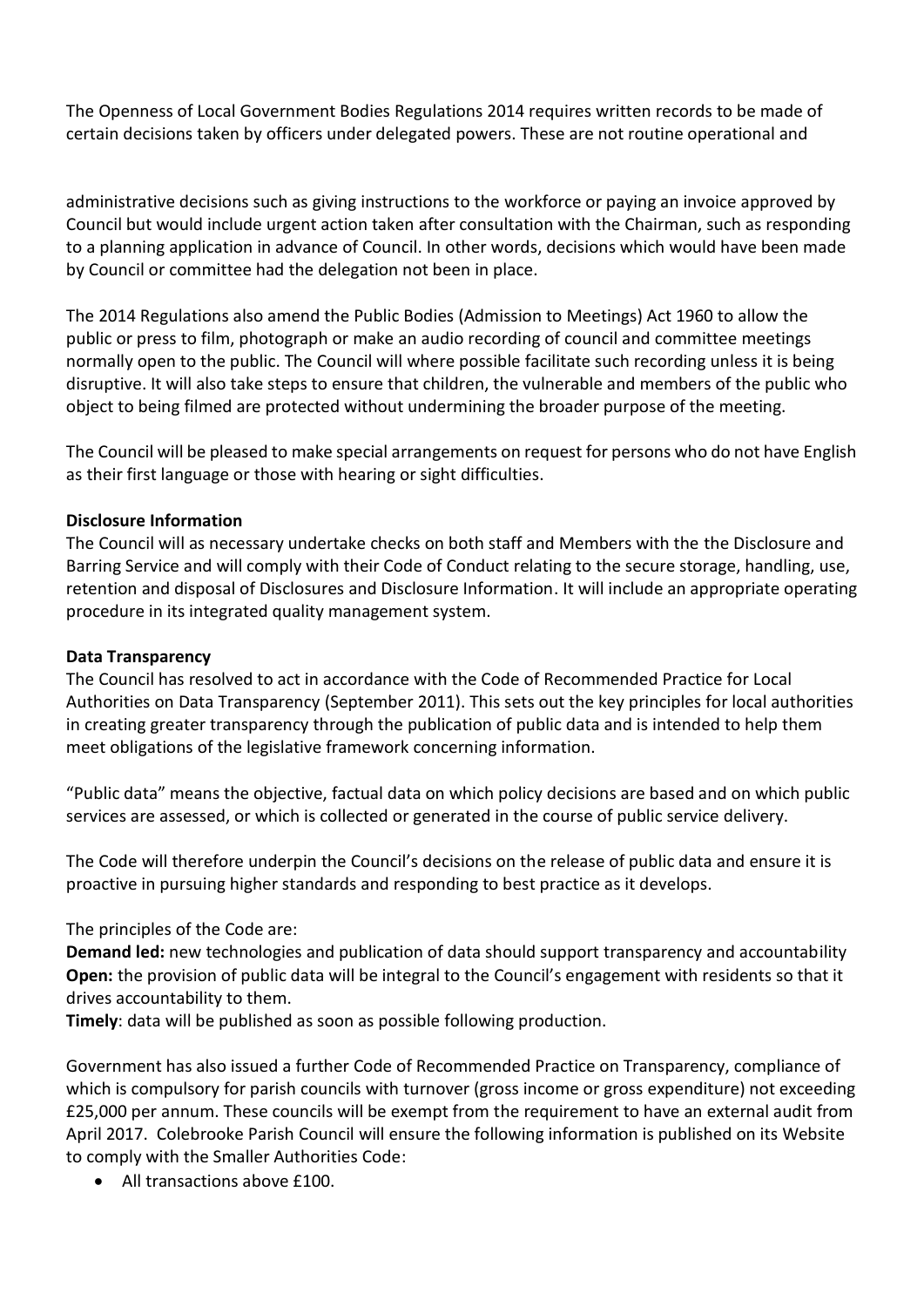The Openness of Local Government Bodies Regulations 2014 requires written records to be made of certain decisions taken by officers under delegated powers. These are not routine operational and

administrative decisions such as giving instructions to the workforce or paying an invoice approved by Council but would include urgent action taken after consultation with the Chairman, such as responding to a planning application in advance of Council. In other words, decisions which would have been made by Council or committee had the delegation not been in place.

The 2014 Regulations also amend the Public Bodies (Admission to Meetings) Act 1960 to allow the public or press to film, photograph or make an audio recording of council and committee meetings normally open to the public. The Council will where possible facilitate such recording unless it is being disruptive. It will also take steps to ensure that children, the vulnerable and members of the public who object to being filmed are protected without undermining the broader purpose of the meeting.

The Council will be pleased to make special arrangements on request for persons who do not have English as their first language or those with hearing or sight difficulties.

**Disclosure Information**

The Council will as necessary undertake checks on both staff and Members with the the Disclosure and Barring Service and will comply with their Code of Conduct relating to the secure storage, handling, use, retention and disposal of Disclosures and Disclosure Information. It will include an appropriate operating procedure in its integrated quality management system.

**Data Transparency**

The Council has resolved to act in accordance with the Code of Recommended Practice for Local Authorities on Data Transparency (September 2011). This sets out the key principles for local authorities in creating greater transparency through the publication of public data and is intended to help them meet obligations of the legislative framework concerning information.

"Public data" means the objective, factual data on which policy decisions are based and on which public services are assessed, or which is collected or generated in the course of public service delivery.

The Code will therefore underpin the Council's decisions on the release of public data and ensure it is proactive in pursuing higher standards and responding to best practice as it develops.

The principles of the Code are:
**Demand led:** new technologies and publication of data should support transparency and accountability
**Open:** the provision of public data will be integral to the Council's engagement with residents so that it drives accountability to them.
**Timely**: data will be published as soon as possible following production.

Government has also issued a further Code of Recommended Practice on Transparency, compliance of which is compulsory for parish councils with turnover (gross income or gross expenditure) not exceeding £25,000 per annum. These councils will be exempt from the requirement to have an external audit from April 2017. Colebrooke Parish Council will ensure the following information is published on its Website to comply with the Smaller Authorities Code:

- All transactions above £100.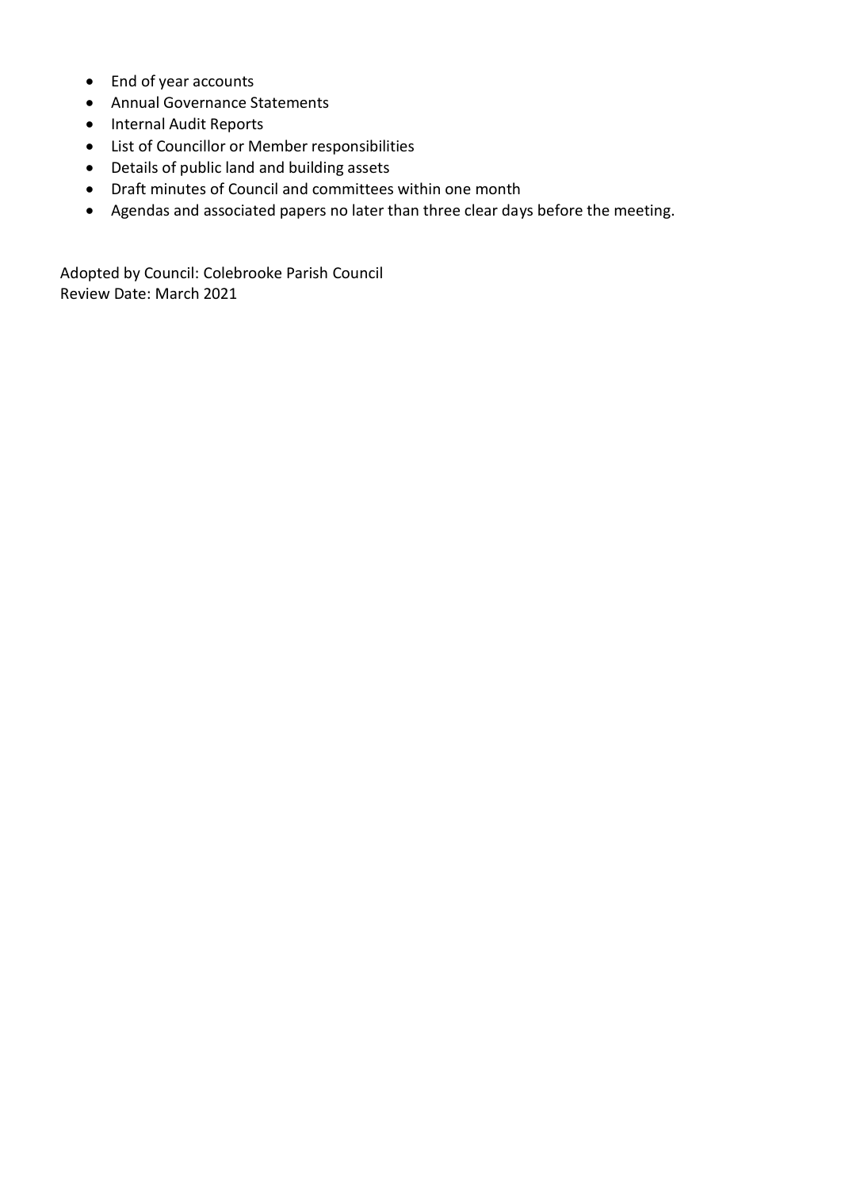- End of year accounts
- Annual Governance Statements
- Internal Audit Reports
- List of Councillor or Member responsibilities
- Details of public land and building assets
- Draft minutes of Council and committees within one month
- Agendas and associated papers no later than three clear days before the meeting.

Adopted by Council: Colebrooke Parish Council
Review Date: March 2021